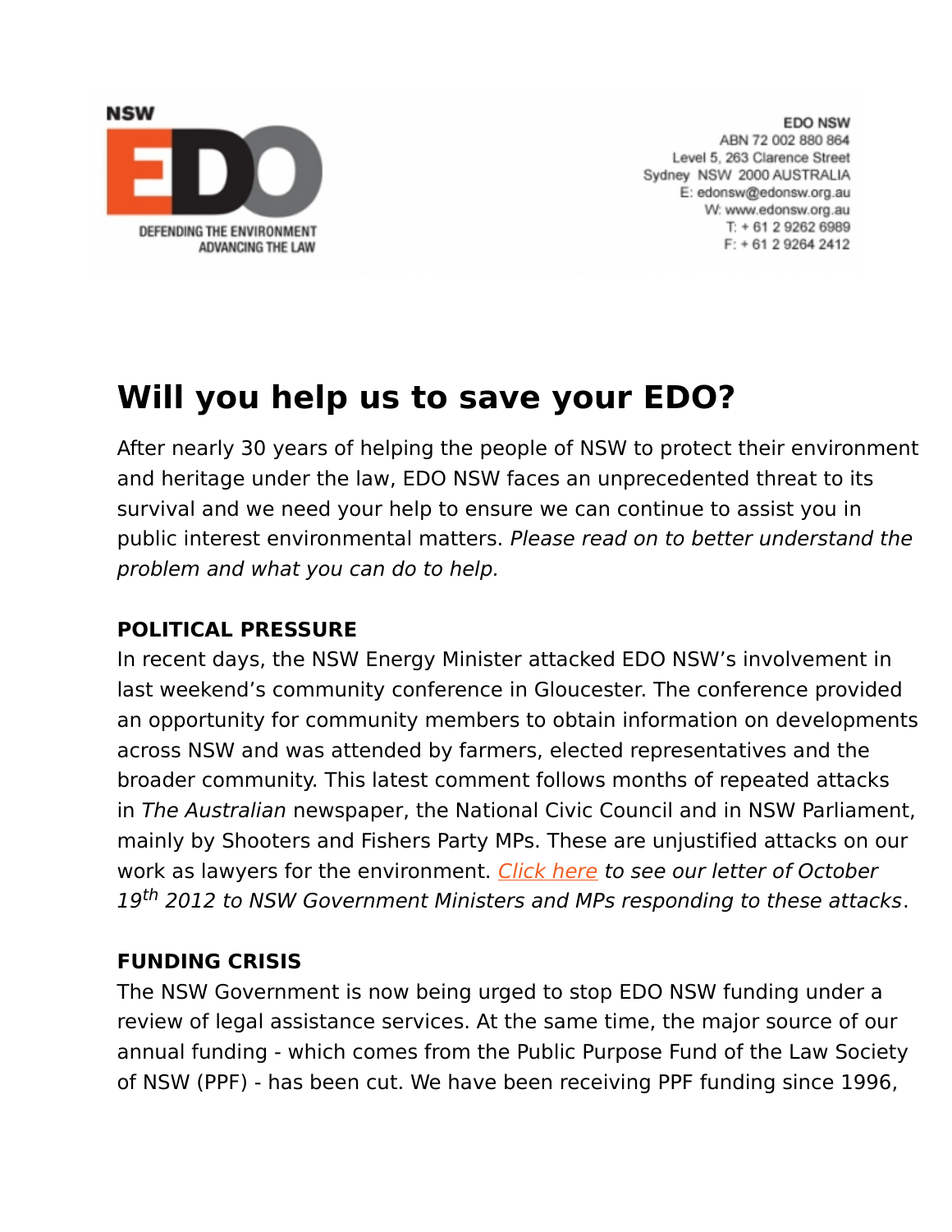NSW

EDO

DEFENDING THE ENVIRONMENT
ADVANCING THE LAW

EDO NSW
ABN 72 002 880 864
Level 5, 263 Clarence Street
Sydney NSW 2000 AUSTRALIA
E: edonsw@edonsw.org.au
W: www.edonsw.org.au
T: + 61 2 9262 6989
F: + 61 2 9264 2412

# Will you help us to save your EDO?

After nearly 30 years of helping the people of NSW to protect their environment and heritage under the law, EDO NSW faces an unprecedented threat to its survival and we need your help to ensure we can continue to assist you in public interest environmental matters. *Please read on to better understand the problem and what you can do to help.*

**POLITICAL PRESSURE**

In recent days, the NSW Energy Minister attacked EDO NSW's involvement in last weekend's community conference in Gloucester. The conference provided an opportunity for community members to obtain information on developments across NSW and was attended by farmers, elected representatives and the broader community. This latest comment follows months of repeated attacks in *The Australian* newspaper, the National Civic Council and in NSW Parliament, mainly by Shooters and Fishers Party MPs. These are unjustified attacks on our work as lawyers for the environment. *Click here to see our letter of October 19th 2012 to NSW Government Ministers and MPs responding to these attacks*.

**FUNDING CRISIS**

The NSW Government is now being urged to stop EDO NSW funding under a review of legal assistance services. At the same time, the major source of our annual funding - which comes from the Public Purpose Fund of the Law Society of NSW (PPF) - has been cut. We have been receiving PPF funding since 1996,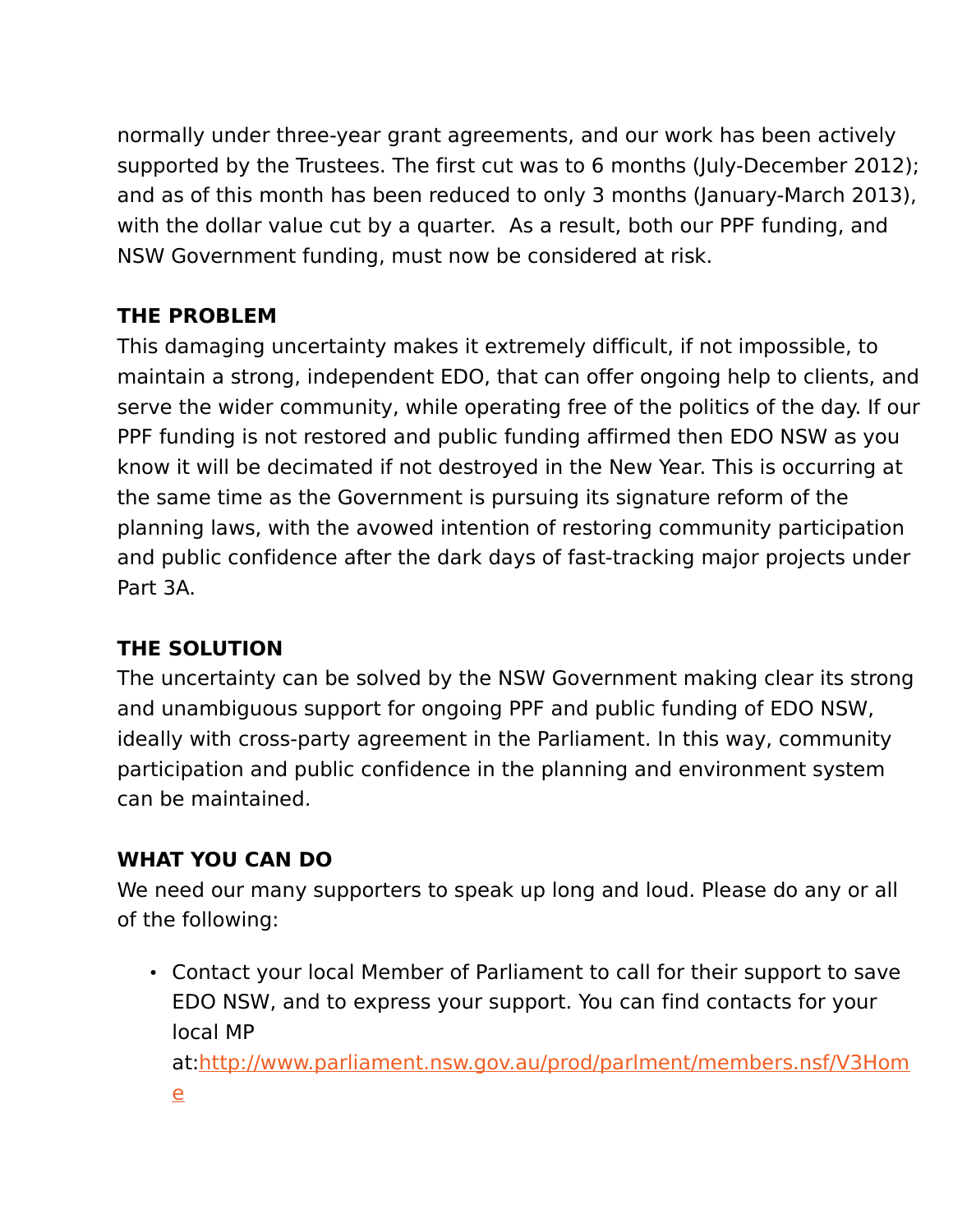normally under three-year grant agreements, and our work has been actively supported by the Trustees. The first cut was to 6 months (July-December 2012); and as of this month has been reduced to only 3 months (January-March 2013), with the dollar value cut by a quarter. As a result, both our PPF funding, and NSW Government funding, must now be considered at risk.

**THE PROBLEM**

This damaging uncertainty makes it extremely difficult, if not impossible, to maintain a strong, independent EDO, that can offer ongoing help to clients, and serve the wider community, while operating free of the politics of the day. If our PPF funding is not restored and public funding affirmed then EDO NSW as you know it will be decimated if not destroyed in the New Year. This is occurring at the same time as the Government is pursuing its signature reform of the planning laws, with the avowed intention of restoring community participation and public confidence after the dark days of fast-tracking major projects under Part 3A.

**THE SOLUTION**

The uncertainty can be solved by the NSW Government making clear its strong and unambiguous support for ongoing PPF and public funding of EDO NSW, ideally with cross-party agreement in the Parliament. In this way, community participation and public confidence in the planning and environment system can be maintained.

**WHAT YOU CAN DO**

We need our many supporters to speak up long and loud. Please do any or all of the following:

- Contact your local Member of Parliament to call for their support to save EDO NSW, and to express your support. You can find contacts for your local MP at:[http://www.parliament.nsw.gov.au/prod/parlment/members.nsf/V3Home](http://www.parliament.nsw.gov.au/prod/parlment/members.nsf/V3Home)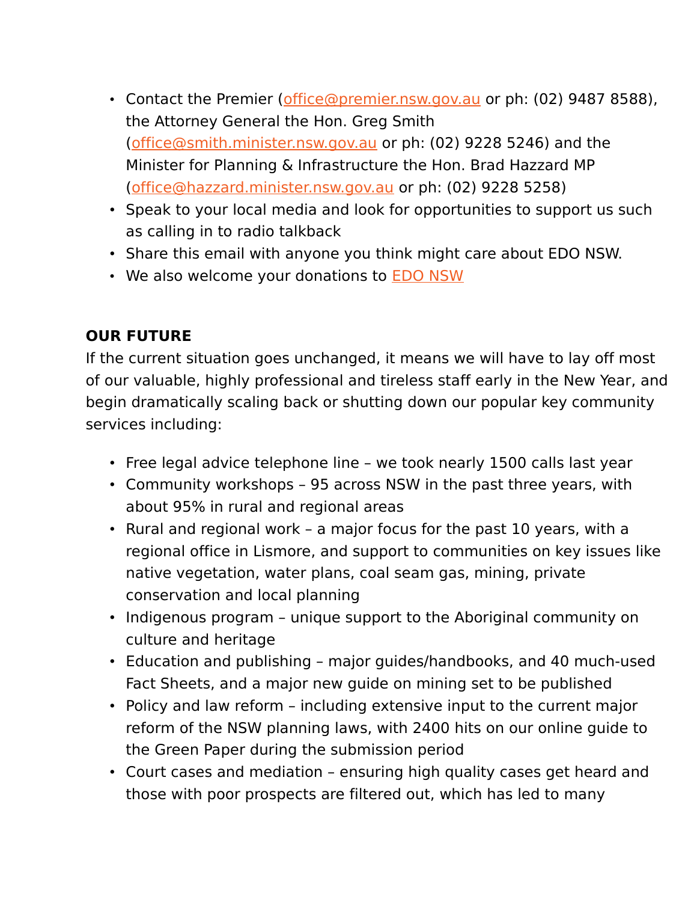- Contact the Premier (office@premier.nsw.gov.au or ph: (02) 9487 8588), the Attorney General the Hon. Greg Smith (office@smith.minister.nsw.gov.au or ph: (02) 9228 5246) and the Minister for Planning & Infrastructure the Hon. Brad Hazzard MP (office@hazzard.minister.nsw.gov.au or ph: (02) 9228 5258)
- Speak to your local media and look for opportunities to support us such as calling in to radio talkback
- Share this email with anyone you think might care about EDO NSW.
- We also welcome your donations to EDO NSW

**OUR FUTURE**

If the current situation goes unchanged, it means we will have to lay off most of our valuable, highly professional and tireless staff early in the New Year, and begin dramatically scaling back or shutting down our popular key community services including:

- Free legal advice telephone line – we took nearly 1500 calls last year
- Community workshops – 95 across NSW in the past three years, with about 95% in rural and regional areas
- Rural and regional work – a major focus for the past 10 years, with a regional office in Lismore, and support to communities on key issues like native vegetation, water plans, coal seam gas, mining, private conservation and local planning
- Indigenous program – unique support to the Aboriginal community on culture and heritage
- Education and publishing – major guides/handbooks, and 40 much-used Fact Sheets, and a major new guide on mining set to be published
- Policy and law reform – including extensive input to the current major reform of the NSW planning laws, with 2400 hits on our online guide to the Green Paper during the submission period
- Court cases and mediation – ensuring high quality cases get heard and those with poor prospects are filtered out, which has led to many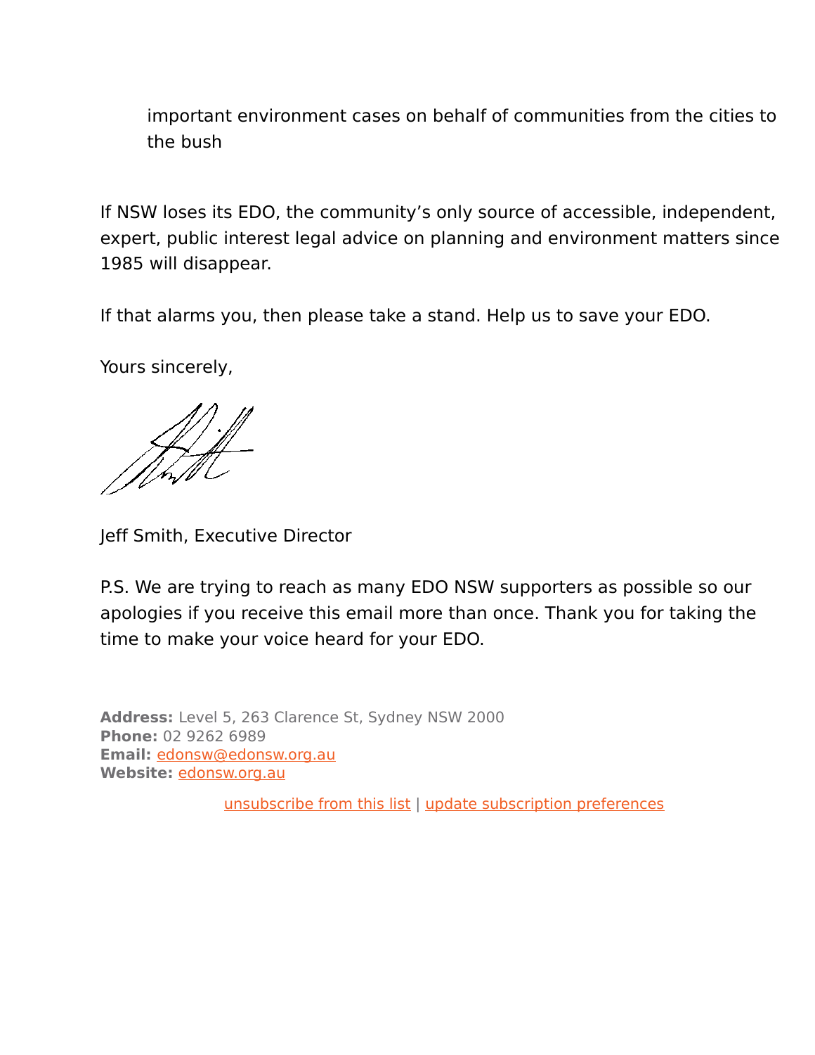important environment cases on behalf of communities from the cities to the bush

If NSW loses its EDO, the community's only source of accessible, independent, expert, public interest legal advice on planning and environment matters since 1985 will disappear.

If that alarms you, then please take a stand. Help us to save your EDO.

Yours sincerely,

Jeff Smith, Executive Director

P.S. We are trying to reach as many EDO NSW supporters as possible so our apologies if you receive this email more than once. Thank you for taking the time to make your voice heard for your EDO.

**Address:** Level 5, 263 Clarence St, Sydney NSW 2000
**Phone:** 02 9262 6989
**Email:** edonsw@edonsw.org.au
**Website:** edonsw.org.au

unsubscribe from this list | update subscription preferences